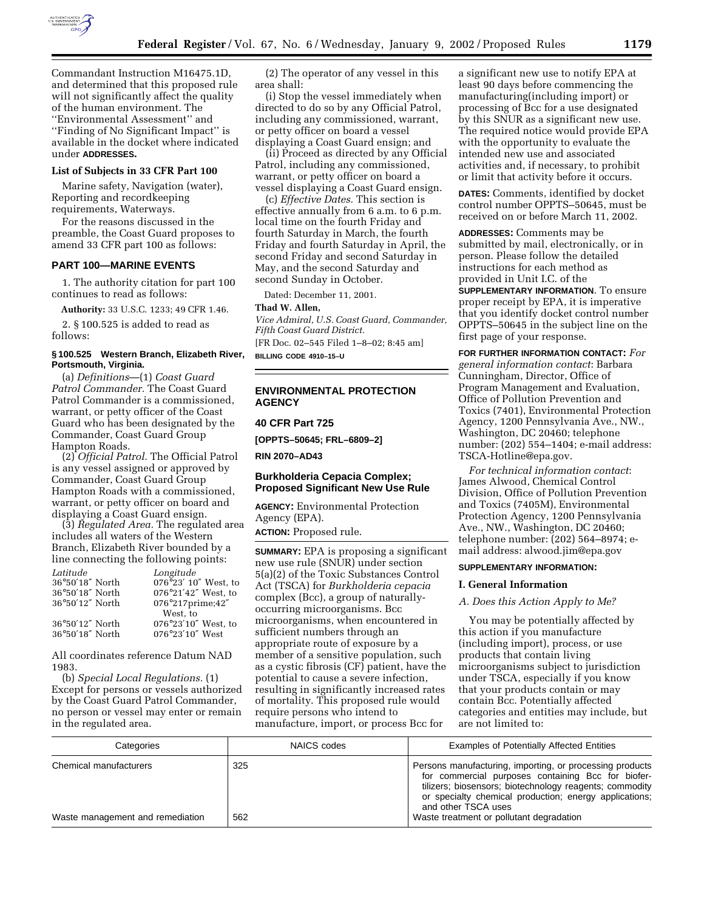Commandant Instruction M16475.1D, and determined that this proposed rule will not significantly affect the quality of the human environment. The ''Environmental Assessment'' and ''Finding of No Significant Impact'' is available in the docket where indicated under **ADDRESSES.**

### List of Subjects in 33 CFR Part 100

Marine safety, Navigation (water), Reporting and recordkeeping requirements, Waterways.

For the reasons discussed in the preamble, the Coast Guard proposes to amend 33 CFR part 100 as follows:

## PART 100—MARINE EVENTS

1. The authority citation for part 100 continues to read as follows:

**Authority:** 33 U.S.C. 1233; 49 CFR 1.46.

2. § 100.525 is added to read as follows:

#### § 100.525 Western Branch, Elizabeth River, Portsmouth, Virginia.

(a) *Definitions*—(1) *Coast Guard Patrol Commander.* The Coast Guard Patrol Commander is a commissioned, warrant, or petty officer of the Coast Guard who has been designated by the Commander, Coast Guard Group Hampton Roads.

(2) *Official Patrol.* The Official Patrol is any vessel assigned or approved by Commander, Coast Guard Group Hampton Roads with a commissioned, warrant, or petty officer on board and displaying a Coast Guard ensign.

(3) *Regulated Area.* The regulated area includes all waters of the Western Branch, Elizabeth River bounded by a line connecting the following points:

| *Latitude* | *Longitude* |
|---|---|
| 36°50′18″ North | 076°23′ 10″ West, to |
| 36°50′18″ North | 076°21′42″ West, to |
| 36°50′12″ North | 076°217prime;42″ West, to |
| 36°50′12″ North | 076°23′10″ West, to |
| 36°50′18″ North | 076°23′10″ West |

All coordinates reference Datum NAD 1983.

(b) *Special Local Regulations.* (1) Except for persons or vessels authorized by the Coast Guard Patrol Commander, no person or vessel may enter or remain in the regulated area.

(2) The operator of any vessel in this area shall:

(i) Stop the vessel immediately when directed to do so by any Official Patrol, including any commissioned, warrant, or petty officer on board a vessel displaying a Coast Guard ensign; and

(ii) Proceed as directed by any Official Patrol, including any commissioned, warrant, or petty officer on board a vessel displaying a Coast Guard ensign.

(c) *Effective Dates.* This section is effective annually from 6 a.m. to 6 p.m. local time on the fourth Friday and fourth Saturday in March, the fourth Friday and fourth Saturday in April, the second Friday and second Saturday in May, and the second Saturday and second Sunday in October.

Dated: December 11, 2001.

**Thad W. Allen,**

*Vice Admiral, U.S. Coast Guard, Commander, Fifth Coast Guard District.*

[FR Doc. 02–545 Filed 1–8–02; 8:45 am]

**BILLING CODE 4910–15–U**

## ENVIRONMENTAL PROTECTION AGENCY

### 40 CFR Part 725

**[OPPTS–50645; FRL–6809–2]**

**RIN 2070–AD43**

### Burkholderia Cepacia Complex; Proposed Significant New Use Rule

**AGENCY:** Environmental Protection Agency (EPA).

**ACTION:** Proposed rule.

**SUMMARY:** EPA is proposing a significant new use rule (SNUR) under section 5(a)(2) of the Toxic Substances Control Act (TSCA) for *Burkholderia cepacia* complex (Bcc), a group of naturally-occurring microorganisms. Bcc microorganisms, when encountered in sufficient numbers through an appropriate route of exposure by a member of a sensitive population, such as a cystic fibrosis (CF) patient, have the potential to cause a severe infection, resulting in significantly increased rates of mortality. This proposed rule would require persons who intend to manufacture, import, or process Bcc for a significant new use to notify EPA at least 90 days before commencing the manufacturing(including import) or processing of Bcc for a use designated by this SNUR as a significant new use. The required notice would provide EPA with the opportunity to evaluate the intended new use and associated activities and, if necessary, to prohibit or limit that activity before it occurs.

**DATES:** Comments, identified by docket control number OPPTS–50645, must be received on or before March 11, 2002.

**ADDRESSES:** Comments may be submitted by mail, electronically, or in person. Please follow the detailed instructions for each method as provided in Unit I.C. of the **SUPPLEMENTARY INFORMATION**. To ensure proper receipt by EPA, it is imperative that you identify docket control number OPPTS–50645 in the subject line on the first page of your response.

**FOR FURTHER INFORMATION CONTACT:** *For general information contact*: Barbara Cunningham, Director, Office of Program Management and Evaluation, Office of Pollution Prevention and Toxics (7401), Environmental Protection Agency, 1200 Pennsylvania Ave., NW., Washington, DC 20460; telephone number: (202) 554–1404; e-mail address: TSCA-Hotline@epa.gov.

*For technical information contact*: James Alwood, Chemical Control Division, Office of Pollution Prevention and Toxics (7405M), Environmental Protection Agency, 1200 Pennsylvania Ave., NW., Washington, DC 20460; telephone number: (202) 564–8974; e-mail address: alwood.jim@epa.gov

**SUPPLEMENTARY INFORMATION:**

### I. General Information

*A. Does this Action Apply to Me?*

You may be potentially affected by this action if you manufacture (including import), process, or use products that contain living microorganisms subject to jurisdiction under TSCA, especially if you know that your products contain or may contain Bcc. Potentially affected categories and entities may include, but are not limited to:

| Categories | NAICS codes | Examples of Potentially Affected Entities |
|---|---|---|
| Chemical manufacturers | 325 | Persons manufacturing, importing, or processing products for commercial purposes containing Bcc for biofertilizers; biosensors; biotechnology reagents; commodity or specialty chemical production; energy applications; and other TSCA uses |
| Waste management and remediation | 562 | Waste treatment or pollutant degradation |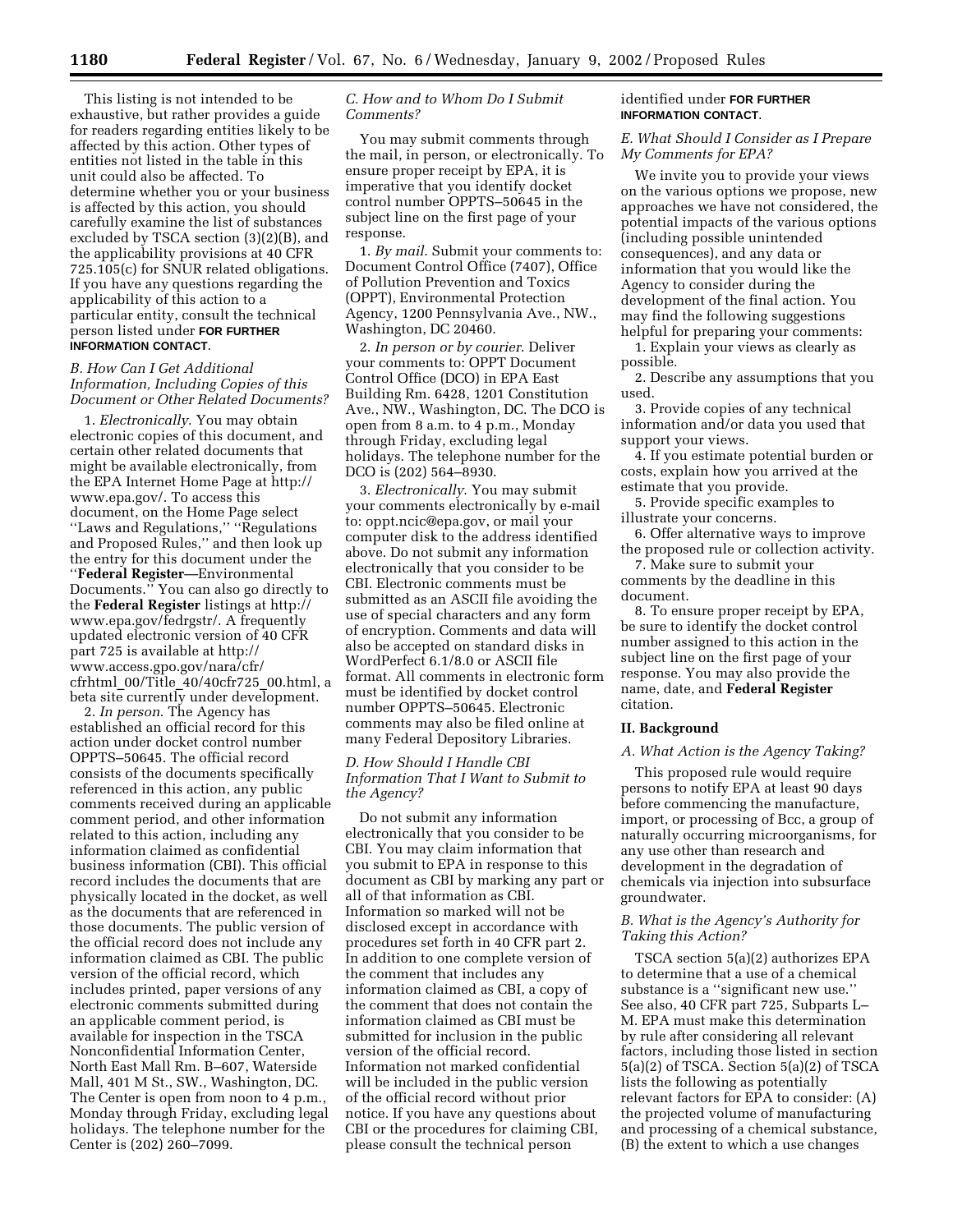This listing is not intended to be exhaustive, but rather provides a guide for readers regarding entities likely to be affected by this action. Other types of entities not listed in the table in this unit could also be affected. To determine whether you or your business is affected by this action, you should carefully examine the list of substances excluded by TSCA section (3)(2)(B), and the applicability provisions at 40 CFR 725.105(c) for SNUR related obligations. If you have any questions regarding the applicability of this action to a particular entity, consult the technical person listed under **FOR FURTHER INFORMATION CONTACT**.

### *B. How Can I Get Additional Information, Including Copies of this Document or Other Related Documents?*

1. *Electronically*. You may obtain electronic copies of this document, and certain other related documents that might be available electronically, from the EPA Internet Home Page at http://www.epa.gov/. To access this document, on the Home Page select ''Laws and Regulations,'' ''Regulations and Proposed Rules,'' and then look up the entry for this document under the ''**Federal Register**—Environmental Documents.'' You can also go directly to the **Federal Register** listings at http://www.epa.gov/fedrgstr/. A frequently updated electronic version of 40 CFR part 725 is available at http://www.access.gpo.gov/nara/cfr/cfrhtml_00/Title_40/40cfr725_00.html, a beta site currently under development.

2. *In person*. The Agency has established an official record for this action under docket control number OPPTS–50645. The official record consists of the documents specifically referenced in this action, any public comments received during an applicable comment period, and other information related to this action, including any information claimed as confidential business information (CBI). This official record includes the documents that are physically located in the docket, as well as the documents that are referenced in those documents. The public version of the official record does not include any information claimed as CBI. The public version of the official record, which includes printed, paper versions of any electronic comments submitted during an applicable comment period, is available for inspection in the TSCA Nonconfidential Information Center, North East Mall Rm. B–607, Waterside Mall, 401 M St., SW., Washington, DC. The Center is open from noon to 4 p.m., Monday through Friday, excluding legal holidays. The telephone number for the Center is (202) 260–7099.

### *C. How and to Whom Do I Submit Comments?*

You may submit comments through the mail, in person, or electronically. To ensure proper receipt by EPA, it is imperative that you identify docket control number OPPTS–50645 in the subject line on the first page of your response.

1. *By mail*. Submit your comments to: Document Control Office (7407), Office of Pollution Prevention and Toxics (OPPT), Environmental Protection Agency, 1200 Pennsylvania Ave., NW., Washington, DC 20460.

2. *In person or by courier*. Deliver your comments to: OPPT Document Control Office (DCO) in EPA East Building Rm. 6428, 1201 Constitution Ave., NW., Washington, DC. The DCO is open from 8 a.m. to 4 p.m., Monday through Friday, excluding legal holidays. The telephone number for the DCO is (202) 564–8930.

3. *Electronically*. You may submit your comments electronically by e-mail to: oppt.ncic@epa.gov, or mail your computer disk to the address identified above. Do not submit any information electronically that you consider to be CBI. Electronic comments must be submitted as an ASCII file avoiding the use of special characters and any form of encryption. Comments and data will also be accepted on standard disks in WordPerfect 6.1/8.0 or ASCII file format. All comments in electronic form must be identified by docket control number OPPTS–50645. Electronic comments may also be filed online at many Federal Depository Libraries.

### *D. How Should I Handle CBI Information That I Want to Submit to the Agency?*

Do not submit any information electronically that you consider to be CBI. You may claim information that you submit to EPA in response to this document as CBI by marking any part or all of that information as CBI. Information so marked will not be disclosed except in accordance with procedures set forth in 40 CFR part 2. In addition to one complete version of the comment that includes any information claimed as CBI, a copy of the comment that does not contain the information claimed as CBI must be submitted for inclusion in the public version of the official record. Information not marked confidential will be included in the public version of the official record without prior notice. If you have any questions about CBI or the procedures for claiming CBI, please consult the technical person identified under **FOR FURTHER INFORMATION CONTACT**.

### *E. What Should I Consider as I Prepare My Comments for EPA?*

We invite you to provide your views on the various options we propose, new approaches we have not considered, the potential impacts of the various options (including possible unintended consequences), and any data or information that you would like the Agency to consider during the development of the final action. You may find the following suggestions helpful for preparing your comments:

1. Explain your views as clearly as possible.
2. Describe any assumptions that you used.
3. Provide copies of any technical information and/or data you used that support your views.
4. If you estimate potential burden or costs, explain how you arrived at the estimate that you provide.
5. Provide specific examples to illustrate your concerns.
6. Offer alternative ways to improve the proposed rule or collection activity.
7. Make sure to submit your comments by the deadline in this document.
8. To ensure proper receipt by EPA, be sure to identify the docket control number assigned to this action in the subject line on the first page of your response. You may also provide the name, date, and **Federal Register** citation.

## II. Background

### *A. What Action is the Agency Taking?*

This proposed rule would require persons to notify EPA at least 90 days before commencing the manufacture, import, or processing of Bcc, a group of naturally occurring microorganisms, for any use other than research and development in the degradation of chemicals via injection into subsurface groundwater.

### *B. What is the Agency's Authority for Taking this Action?*

TSCA section 5(a)(2) authorizes EPA to determine that a use of a chemical substance is a ''significant new use.'' See also, 40 CFR part 725, Subparts L–M. EPA must make this determination by rule after considering all relevant factors, including those listed in section 5(a)(2) of TSCA. Section 5(a)(2) of TSCA lists the following as potentially relevant factors for EPA to consider: (A) the projected volume of manufacturing and processing of a chemical substance, (B) the extent to which a use changes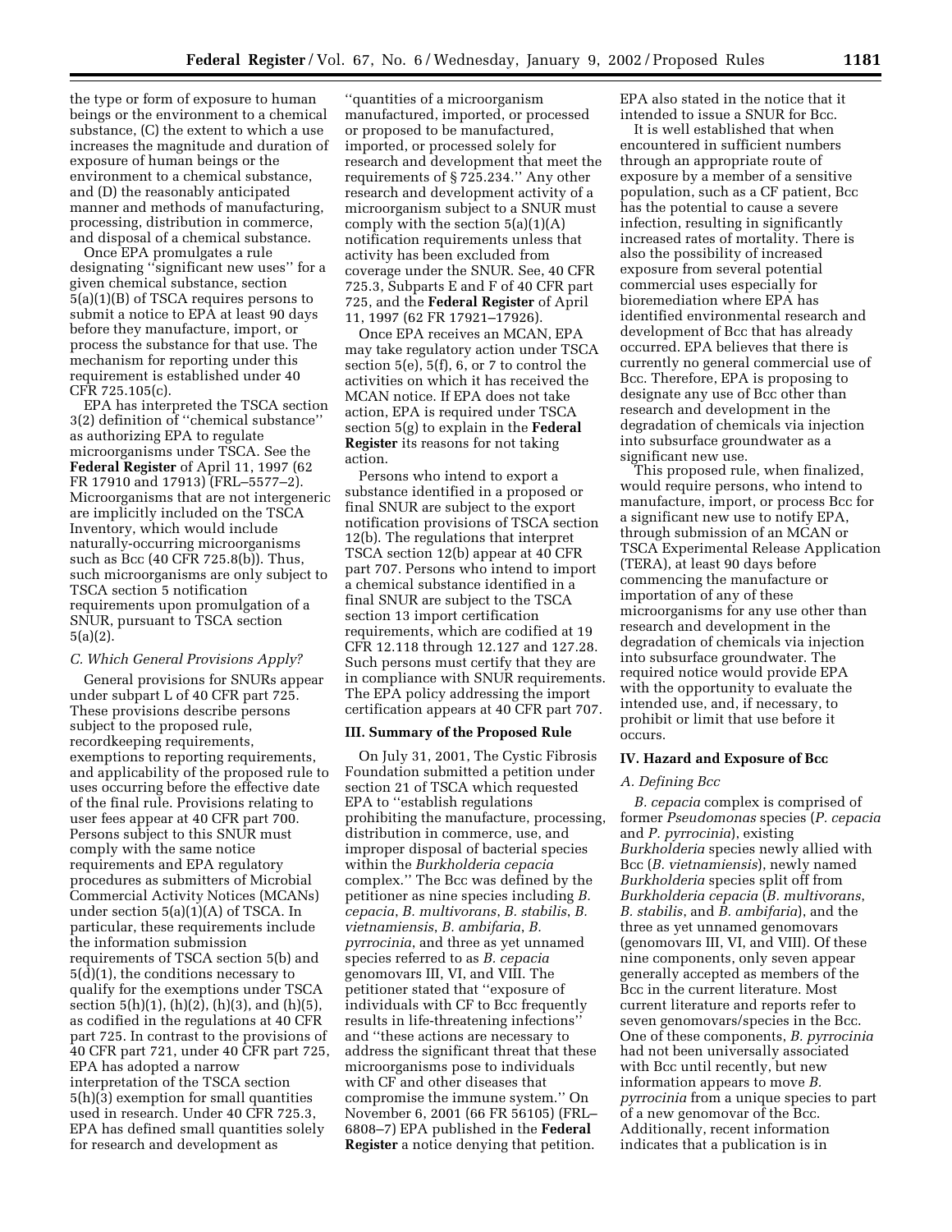the type or form of exposure to human beings or the environment to a chemical substance, (C) the extent to which a use increases the magnitude and duration of exposure of human beings or the environment to a chemical substance, and (D) the reasonably anticipated manner and methods of manufacturing, processing, distribution in commerce, and disposal of a chemical substance.

Once EPA promulgates a rule designating "significant new uses" for a given chemical substance, section 5(a)(1)(B) of TSCA requires persons to submit a notice to EPA at least 90 days before they manufacture, import, or process the substance for that use. The mechanism for reporting under this requirement is established under 40 CFR 725.105(c).

EPA has interpreted the TSCA section 3(2) definition of "chemical substance" as authorizing EPA to regulate microorganisms under TSCA. See the **Federal Register** of April 11, 1997 (62 FR 17910 and 17913) (FRL–5577–2). Microorganisms that are not intergeneric are implicitly included on the TSCA Inventory, which would include naturally-occurring microorganisms such as Bcc (40 CFR 725.8(b)). Thus, such microorganisms are only subject to TSCA section 5 notification requirements upon promulgation of a SNUR, pursuant to TSCA section 5(a)(2).

### *C. Which General Provisions Apply?*

General provisions for SNURs appear under subpart L of 40 CFR part 725. These provisions describe persons subject to the proposed rule, recordkeeping requirements, exemptions to reporting requirements, and applicability of the proposed rule to uses occurring before the effective date of the final rule. Provisions relating to user fees appear at 40 CFR part 700. Persons subject to this SNUR must comply with the same notice requirements and EPA regulatory procedures as submitters of Microbial Commercial Activity Notices (MCANs) under section 5(a)(1)(A) of TSCA. In particular, these requirements include the information submission requirements of TSCA section 5(b) and 5(d)(1), the conditions necessary to qualify for the exemptions under TSCA section 5(h)(1), (h)(2), (h)(3), and (h)(5), as codified in the regulations at 40 CFR part 725. In contrast to the provisions of 40 CFR part 721, under 40 CFR part 725, EPA has adopted a narrow interpretation of the TSCA section 5(h)(3) exemption for small quantities used in research. Under 40 CFR 725.3, EPA has defined small quantities solely for research and development as "quantities of a microorganism manufactured, imported, or processed or proposed to be manufactured, imported, or processed solely for research and development that meet the requirements of § 725.234." Any other research and development activity of a microorganism subject to a SNUR must comply with the section 5(a)(1)(A) notification requirements unless that activity has been excluded from coverage under the SNUR. See, 40 CFR 725.3, Subparts E and F of 40 CFR part 725, and the **Federal Register** of April 11, 1997 (62 FR 17921–17926).

Once EPA receives an MCAN, EPA may take regulatory action under TSCA section 5(e), 5(f), 6, or 7 to control the activities on which it has received the MCAN notice. If EPA does not take action, EPA is required under TSCA section 5(g) to explain in the **Federal Register** its reasons for not taking action.

Persons who intend to export a substance identified in a proposed or final SNUR are subject to the export notification provisions of TSCA section 12(b). The regulations that interpret TSCA section 12(b) appear at 40 CFR part 707. Persons who intend to import a chemical substance identified in a final SNUR are subject to the TSCA section 13 import certification requirements, which are codified at 19 CFR 12.118 through 12.127 and 127.28. Such persons must certify that they are in compliance with SNUR requirements. The EPA policy addressing the import certification appears at 40 CFR part 707.

## III. Summary of the Proposed Rule

On July 31, 2001, The Cystic Fibrosis Foundation submitted a petition under section 21 of TSCA which requested EPA to "establish regulations prohibiting the manufacture, processing, distribution in commerce, use, and improper disposal of bacterial species within the *Burkholderia cepacia* complex." The Bcc was defined by the petitioner as nine species including *B. cepacia*, *B. multivorans*, *B. stabilis*, *B. vietnamiensis*, *B. ambifaria*, *B. pyrrocinia*, and three as yet unnamed species referred to as *B. cepacia* genomovars III, VI, and VIII. The petitioner stated that "exposure of individuals with CF to Bcc frequently results in life-threatening infections" and "these actions are necessary to address the significant threat that these microorganisms pose to individuals with CF and other diseases that compromise the immune system." On November 6, 2001 (66 FR 56105) (FRL–6808–7) EPA published in the **Federal Register** a notice denying that petition. EPA also stated in the notice that it intended to issue a SNUR for Bcc.

It is well established that when encountered in sufficient numbers through an appropriate route of exposure by a member of a sensitive population, such as a CF patient, Bcc has the potential to cause a severe infection, resulting in significantly increased rates of mortality. There is also the possibility of increased exposure from several potential commercial uses especially for bioremediation where EPA has identified environmental research and development of Bcc that has already occurred. EPA believes that there is currently no general commercial use of Bcc. Therefore, EPA is proposing to designate any use of Bcc other than research and development in the degradation of chemicals via injection into subsurface groundwater as a significant new use.

This proposed rule, when finalized, would require persons, who intend to manufacture, import, or process Bcc for a significant new use to notify EPA, through submission of an MCAN or TSCA Experimental Release Application (TERA), at least 90 days before commencing the manufacture or importation of any of these microorganisms for any use other than research and development in the degradation of chemicals via injection into subsurface groundwater. The required notice would provide EPA with the opportunity to evaluate the intended use, and, if necessary, to prohibit or limit that use before it occurs.

## IV. Hazard and Exposure of Bcc

### *A. Defining Bcc*

*B. cepacia* complex is comprised of former *Pseudomonas* species (*P. cepacia* and *P. pyrrocinia*), existing *Burkholderia* species newly allied with Bcc (*B. vietnamiensis*), newly named *Burkholderia* species split off from *Burkholderia cepacia* (*B. multivorans*, *B. stabilis*, and *B. ambifaria*), and the three as yet unnamed genomovars (genomovars III, VI, and VIII). Of these nine components, only seven appear generally accepted as members of the Bcc in the current literature. Most current literature and reports refer to seven genomovars/species in the Bcc. One of these components, *B. pyrrocinia* had not been universally associated with Bcc until recently, but new information appears to move *B. pyrrocinia* from a unique species to part of a new genomovar of the Bcc. Additionally, recent information indicates that a publication is in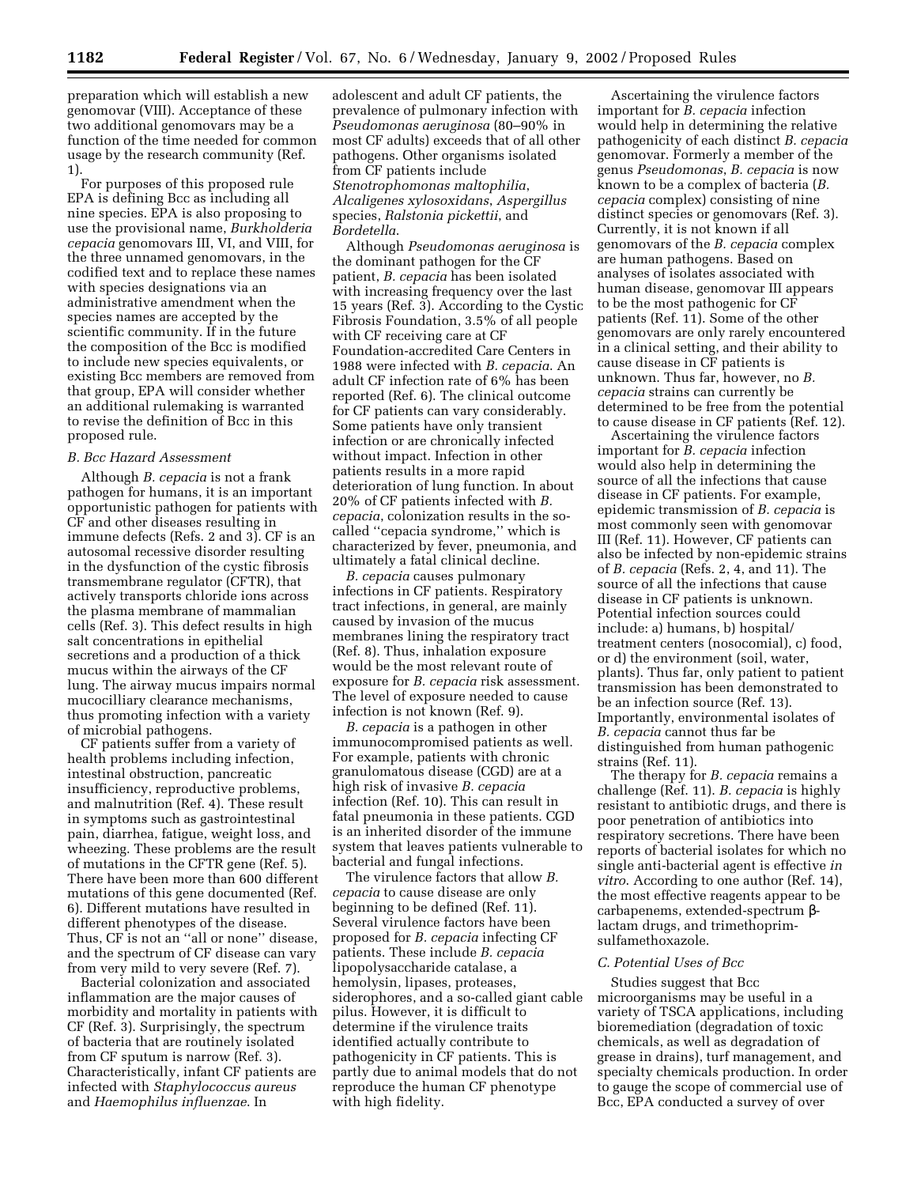preparation which will establish a new genomovar (VIII). Acceptance of these two additional genomovars may be a function of the time needed for common usage by the research community (Ref. 1).

For purposes of this proposed rule EPA is defining Bcc as including all nine species. EPA is also proposing to use the provisional name, *Burkholderia cepacia* genomovars III, VI, and VIII, for the three unnamed genomovars, in the codified text and to replace these names with species designations via an administrative amendment when the species names are accepted by the scientific community. If in the future the composition of the Bcc is modified to include new species equivalents, or existing Bcc members are removed from that group, EPA will consider whether an additional rulemaking is warranted to revise the definition of Bcc in this proposed rule.

### *B. Bcc Hazard Assessment*

Although *B. cepacia* is not a frank pathogen for humans, it is an important opportunistic pathogen for patients with CF and other diseases resulting in immune defects (Refs. 2 and 3). CF is an autosomal recessive disorder resulting in the dysfunction of the cystic fibrosis transmembrane regulator (CFTR), that actively transports chloride ions across the plasma membrane of mammalian cells (Ref. 3). This defect results in high salt concentrations in epithelial secretions and a production of a thick mucus within the airways of the CF lung. The airway mucus impairs normal mucocilliary clearance mechanisms, thus promoting infection with a variety of microbial pathogens.

CF patients suffer from a variety of health problems including infection, intestinal obstruction, pancreatic insufficiency, reproductive problems, and malnutrition (Ref. 4). These result in symptoms such as gastrointestinal pain, diarrhea, fatigue, weight loss, and wheezing. These problems are the result of mutations in the CFTR gene (Ref. 5). There have been more than 600 different mutations of this gene documented (Ref. 6). Different mutations have resulted in different phenotypes of the disease. Thus, CF is not an ''all or none'' disease, and the spectrum of CF disease can vary from very mild to very severe (Ref. 7).

Bacterial colonization and associated inflammation are the major causes of morbidity and mortality in patients with CF (Ref. 3). Surprisingly, the spectrum of bacteria that are routinely isolated from CF sputum is narrow (Ref. 3). Characteristically, infant CF patients are infected with *Staphylococcus aureus* and *Haemophilus influenzae*. In adolescent and adult CF patients, the prevalence of pulmonary infection with *Pseudomonas aeruginosa* (80–90% in most CF adults) exceeds that of all other pathogens. Other organisms isolated from CF patients include *Stenotrophomonas maltophilia*, *Alcaligenes xylosoxidans*, *Aspergillus* species, *Ralstonia pickettii*, and *Bordetella*.

Although *Pseudomonas aeruginosa* is the dominant pathogen for the CF patient, *B. cepacia* has been isolated with increasing frequency over the last 15 years (Ref. 3). According to the Cystic Fibrosis Foundation, 3.5% of all people with CF receiving care at CF Foundation-accredited Care Centers in 1988 were infected with *B. cepacia*. An adult CF infection rate of 6% has been reported (Ref. 6). The clinical outcome for CF patients can vary considerably. Some patients have only transient infection or are chronically infected without impact. Infection in other patients results in a more rapid deterioration of lung function. In about 20% of CF patients infected with *B. cepacia*, colonization results in the so-called ''cepacia syndrome,'' which is characterized by fever, pneumonia, and ultimately a fatal clinical decline.

*B. cepacia* causes pulmonary infections in CF patients. Respiratory tract infections, in general, are mainly caused by invasion of the mucus membranes lining the respiratory tract (Ref. 8). Thus, inhalation exposure would be the most relevant route of exposure for *B. cepacia* risk assessment. The level of exposure needed to cause infection is not known (Ref. 9).

*B. cepacia* is a pathogen in other immunocompromised patients as well. For example, patients with chronic granulomatous disease (CGD) are at a high risk of invasive *B. cepacia* infection (Ref. 10). This can result in fatal pneumonia in these patients. CGD is an inherited disorder of the immune system that leaves patients vulnerable to bacterial and fungal infections.

The virulence factors that allow *B. cepacia* to cause disease are only beginning to be defined (Ref. 11). Several virulence factors have been proposed for *B. cepacia* infecting CF patients. These include *B. cepacia* lipopolysaccharide catalase, a hemolysin, lipases, proteases, siderophores, and a so-called giant cable pilus. However, it is difficult to determine if the virulence traits identified actually contribute to pathogenicity in CF patients. This is partly due to animal models that do not reproduce the human CF phenotype with high fidelity.

Ascertaining the virulence factors important for *B. cepacia* infection would help in determining the relative pathogenicity of each distinct *B. cepacia* genomovar. Formerly a member of the genus *Pseudomonas*, *B. cepacia* is now known to be a complex of bacteria (*B. cepacia* complex) consisting of nine distinct species or genomovars (Ref. 3). Currently, it is not known if all genomovars of the *B. cepacia* complex are human pathogens. Based on analyses of isolates associated with human disease, genomovar III appears to be the most pathogenic for CF patients (Ref. 11). Some of the other genomovars are only rarely encountered in a clinical setting, and their ability to cause disease in CF patients is unknown. Thus far, however, no *B. cepacia* strains can currently be determined to be free from the potential to cause disease in CF patients (Ref. 12).

Ascertaining the virulence factors important for *B. cepacia* infection would also help in determining the source of all the infections that cause disease in CF patients. For example, epidemic transmission of *B. cepacia* is most commonly seen with genomovar III (Ref. 11). However, CF patients can also be infected by non-epidemic strains of *B. cepacia* (Refs. 2, 4, and 11). The source of all the infections that cause disease in CF patients is unknown. Potential infection sources could include: a) humans, b) hospital/treatment centers (nosocomial), c) food, or d) the environment (soil, water, plants). Thus far, only patient to patient transmission has been demonstrated to be an infection source (Ref. 13). Importantly, environmental isolates of *B. cepacia* cannot thus far be distinguished from human pathogenic strains (Ref. 11).

The therapy for *B. cepacia* remains a challenge (Ref. 11). *B. cepacia* is highly resistant to antibiotic drugs, and there is poor penetration of antibiotics into respiratory secretions. There have been reports of bacterial isolates for which no single anti-bacterial agent is effective *in vitro*. According to one author (Ref. 14), the most effective reagents appear to be carbapenems, extended-spectrum β-lactam drugs, and trimethoprim-sulfamethoxazole.

### *C. Potential Uses of Bcc*

Studies suggest that Bcc microorganisms may be useful in a variety of TSCA applications, including bioremediation (degradation of toxic chemicals, as well as degradation of grease in drains), turf management, and specialty chemicals production. In order to gauge the scope of commercial use of Bcc, EPA conducted a survey of over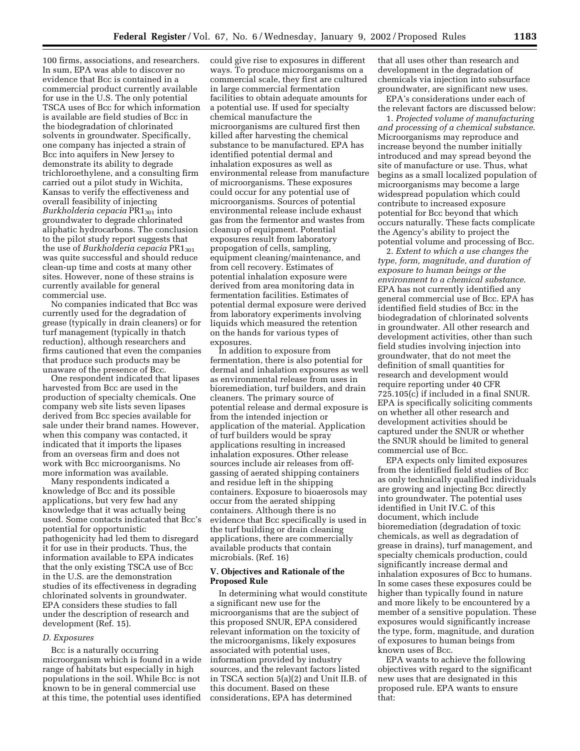100 firms, associations, and researchers. In sum, EPA was able to discover no evidence that Bcc is contained in a commercial product currently available for use in the U.S. The only potential TSCA uses of Bcc for which information is available are field studies of Bcc in the biodegradation of chlorinated solvents in groundwater. Specifically, one company has injected a strain of Bcc into aquifers in New Jersey to demonstrate its ability to degrade trichloroethylene, and a consulting firm carried out a pilot study in Wichita, Kansas to verify the effectiveness and overall feasibility of injecting *Burkholderia cepacia* $PR1_{301}$ into groundwater to degrade chlorinated aliphatic hydrocarbons. The conclusion to the pilot study report suggests that the use of *Burkholderia cepacia* $PR1_{301}$ was quite successful and should reduce clean-up time and costs at many other sites. However, none of these strains is currently available for general commercial use.

No companies indicated that Bcc was currently used for the degradation of grease (typically in drain cleaners) or for turf management (typically in thatch reduction), although researchers and firms cautioned that even the companies that produce such products may be unaware of the presence of Bcc.

One respondent indicated that lipases harvested from Bcc are used in the production of specialty chemicals. One company web site lists seven lipases derived from Bcc species available for sale under their brand names. However, when this company was contacted, it indicated that it imports the lipases from an overseas firm and does not work with Bcc microorganisms. No more information was available.

Many respondents indicated a knowledge of Bcc and its possible applications, but very few had any knowledge that it was actually being used. Some contacts indicated that Bcc's potential for opportunistic pathogenicity had led them to disregard it for use in their products. Thus, the information available to EPA indicates that the only existing TSCA use of Bcc in the U.S. are the demonstration studies of its effectiveness in degrading chlorinated solvents in groundwater. EPA considers these studies to fall under the description of research and development (Ref. 15).

*D. Exposures*

Bcc is a naturally occurring microorganism which is found in a wide range of habitats but especially in high populations in the soil. While Bcc is not known to be in general commercial use at this time, the potential uses identified could give rise to exposures in different ways. To produce microorganisms on a commercial scale, they first are cultured in large commercial fermentation facilities to obtain adequate amounts for a potential use. If used for specialty chemical manufacture the microorganisms are cultured first then killed after harvesting the chemical substance to be manufactured. EPA has identified potential dermal and inhalation exposures as well as environmental release from manufacture of microorganisms. These exposures could occur for any potential use of microorganisms. Sources of potential environmental release include exhaust gas from the fermentor and wastes from cleanup of equipment. Potential exposures result from laboratory propogation of cells, sampling, equipment cleaning/maintenance, and from cell recovery. Estimates of potential inhalation exposure were derived from area monitoring data in fermentation facilities. Estimates of potential dermal exposure were derived from laboratory experiments involving liquids which measured the retention on the hands for various types of exposures.

In addition to exposure from fermentation, there is also potential for dermal and inhalation exposures as well as environmental release from uses in bioremediation, turf builders, and drain cleaners. The primary source of potential release and dermal exposure is from the intended injection or application of the material. Application of turf builders would be spray applications resulting in increased inhalation exposures. Other release sources include air releases from off-gassing of aerated shipping containers and residue left in the shipping containers. Exposure to bioaerosols may occur from the aerated shipping containers. Although there is no evidence that Bcc specifically is used in the turf building or drain cleaning applications, there are commercially available products that contain microbials. (Ref. 16)

## V. Objectives and Rationale of the Proposed Rule

In determining what would constitute a significant new use for the microorganisms that are the subject of this proposed SNUR, EPA considered relevant information on the toxicity of the microorganisms, likely exposures associated with potential uses, information provided by industry sources, and the relevant factors listed in TSCA section 5(a)(2) and Unit II.B. of this document. Based on these considerations, EPA has determined that all uses other than research and development in the degradation of chemicals via injection into subsurface groundwater, are significant new uses.

EPA's considerations under each of the relevant factors are discussed below:

1. *Projected volume of manufacturing and processing of a chemical substance*. Microorganisms may reproduce and increase beyond the number initially introduced and may spread beyond the site of manufacture or use. Thus, what begins as a small localized population of microorganisms may become a large widespread population which could contribute to increased exposure potential for Bcc beyond that which occurs naturally. These facts complicate the Agency's ability to project the potential volume and processing of Bcc.

2. *Extent to which a use changes the type, form, magnitude, and duration of exposure to human beings or the environment to a chemical substance*. EPA has not currently identified any general commercial use of Bcc. EPA has identified field studies of Bcc in the biodegradation of chlorinated solvents in groundwater. All other research and development activities, other than such field studies involving injection into groundwater, that do not meet the definition of small quantities for research and development would require reporting under 40 CFR 725.105(c) if included in a final SNUR. EPA is specifically soliciting comments on whether all other research and development activities should be captured under the SNUR or whether the SNUR should be limited to general commercial use of Bcc.

EPA expects only limited exposures from the identified field studies of Bcc as only technically qualified individuals are growing and injecting Bcc directly into groundwater. The potential uses identified in Unit IV.C. of this document, which include bioremediation (degradation of toxic chemicals, as well as degradation of grease in drains), turf management, and specialty chemicals production, could significantly increase dermal and inhalation exposures of Bcc to humans. In some cases these exposures could be higher than typically found in nature and more likely to be encountered by a member of a sensitive population. These exposures would significantly increase the type, form, magnitude, and duration of exposures to human beings from known uses of Bcc.

EPA wants to achieve the following objectives with regard to the significant new uses that are designated in this proposed rule. EPA wants to ensure that: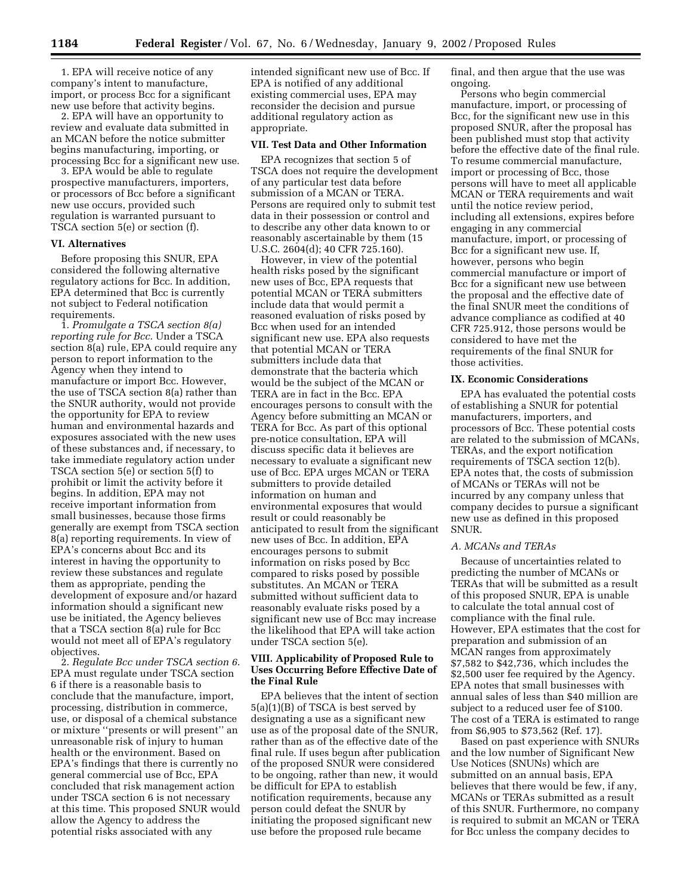1. EPA will receive notice of any company's intent to manufacture, import, or process Bcc for a significant new use before that activity begins.

2. EPA will have an opportunity to review and evaluate data submitted in an MCAN before the notice submitter begins manufacturing, importing, or processing Bcc for a significant new use.

3. EPA would be able to regulate prospective manufacturers, importers, or processors of Bcc before a significant new use occurs, provided such regulation is warranted pursuant to TSCA section 5(e) or section (f).

## VI. Alternatives

Before proposing this SNUR, EPA considered the following alternative regulatory actions for Bcc. In addition, EPA determined that Bcc is currently not subject to Federal notification requirements.

1. *Promulgate a TSCA section 8(a) reporting rule for Bcc*. Under a TSCA section 8(a) rule, EPA could require any person to report information to the Agency when they intend to manufacture or import Bcc. However, the use of TSCA section 8(a) rather than the SNUR authority, would not provide the opportunity for EPA to review human and environmental hazards and exposures associated with the new uses of these substances and, if necessary, to take immediate regulatory action under TSCA section 5(e) or section 5(f) to prohibit or limit the activity before it begins. In addition, EPA may not receive important information from small businesses, because those firms generally are exempt from TSCA section 8(a) reporting requirements. In view of EPA's concerns about Bcc and its interest in having the opportunity to review these substances and regulate them as appropriate, pending the development of exposure and/or hazard information should a significant new use be initiated, the Agency believes that a TSCA section 8(a) rule for Bcc would not meet all of EPA's regulatory objectives.

2. *Regulate Bcc under TSCA section 6*. EPA must regulate under TSCA section 6 if there is a reasonable basis to conclude that the manufacture, import, processing, distribution in commerce, use, or disposal of a chemical substance or mixture ''presents or will present'' an unreasonable risk of injury to human health or the environment. Based on EPA's findings that there is currently no general commercial use of Bcc, EPA concluded that risk management action under TSCA section 6 is not necessary at this time. This proposed SNUR would allow the Agency to address the potential risks associated with any intended significant new use of Bcc. If EPA is notified of any additional existing commercial uses, EPA may reconsider the decision and pursue additional regulatory action as appropriate.

## VII. Test Data and Other Information

EPA recognizes that section 5 of TSCA does not require the development of any particular test data before submission of a MCAN or TERA. Persons are required only to submit test data in their possession or control and to describe any other data known to or reasonably ascertainable by them (15 U.S.C. 2604(d); 40 CFR 725.160).

However, in view of the potential health risks posed by the significant new uses of Bcc, EPA requests that potential MCAN or TERA submitters include data that would permit a reasoned evaluation of risks posed by Bcc when used for an intended significant new use. EPA also requests that potential MCAN or TERA submitters include data that demonstrate that the bacteria which would be the subject of the MCAN or TERA are in fact in the Bcc. EPA encourages persons to consult with the Agency before submitting an MCAN or TERA for Bcc. As part of this optional pre-notice consultation, EPA will discuss specific data it believes are necessary to evaluate a significant new use of Bcc. EPA urges MCAN or TERA submitters to provide detailed information on human and environmental exposures that would result or could reasonably be anticipated to result from the significant new uses of Bcc. In addition, EPA encourages persons to submit information on risks posed by Bcc compared to risks posed by possible substitutes. An MCAN or TERA submitted without sufficient data to reasonably evaluate risks posed by a significant new use of Bcc may increase the likelihood that EPA will take action under TSCA section 5(e).

## VIII. Applicability of Proposed Rule to Uses Occurring Before Effective Date of the Final Rule

EPA believes that the intent of section 5(a)(1)(B) of TSCA is best served by designating a use as a significant new use as of the proposal date of the SNUR, rather than as of the effective date of the final rule. If uses begun after publication of the proposed SNUR were considered to be ongoing, rather than new, it would be difficult for EPA to establish notification requirements, because any person could defeat the SNUR by initiating the proposed significant new use before the proposed rule became final, and then argue that the use was ongoing.

Persons who begin commercial manufacture, import, or processing of Bcc, for the significant new use in this proposed SNUR, after the proposal has been published must stop that activity before the effective date of the final rule. To resume commercial manufacture, import or processing of Bcc, those persons will have to meet all applicable MCAN or TERA requirements and wait until the notice review period, including all extensions, expires before engaging in any commercial manufacture, import, or processing of Bcc for a significant new use. If, however, persons who begin commercial manufacture or import of Bcc for a significant new use between the proposal and the effective date of the final SNUR meet the conditions of advance compliance as codified at 40 CFR 725.912, those persons would be considered to have met the requirements of the final SNUR for those activities.

## IX. Economic Considerations

EPA has evaluated the potential costs of establishing a SNUR for potential manufacturers, importers, and processors of Bcc. These potential costs are related to the submission of MCANs, TERAs, and the export notification requirements of TSCA section 12(b). EPA notes that, the costs of submission of MCANs or TERAs will not be incurred by any company unless that company decides to pursue a significant new use as defined in this proposed SNUR.

### *A. MCANs and TERAs*

Because of uncertainties related to predicting the number of MCANs or TERAs that will be submitted as a result of this proposed SNUR, EPA is unable to calculate the total annual cost of compliance with the final rule. However, EPA estimates that the cost for preparation and submission of an MCAN ranges from approximately $7,582 to $42,736, which includes the $2,500 user fee required by the Agency. EPA notes that small businesses with annual sales of less than $40 million are subject to a reduced user fee of $100. The cost of a TERA is estimated to range from $6,905 to $73,562 (Ref. 17).

Based on past experience with SNURs and the low number of Significant New Use Notices (SNUNs) which are submitted on an annual basis, EPA believes that there would be few, if any, MCANs or TERAs submitted as a result of this SNUR. Furthermore, no company is required to submit an MCAN or TERA for Bcc unless the company decides to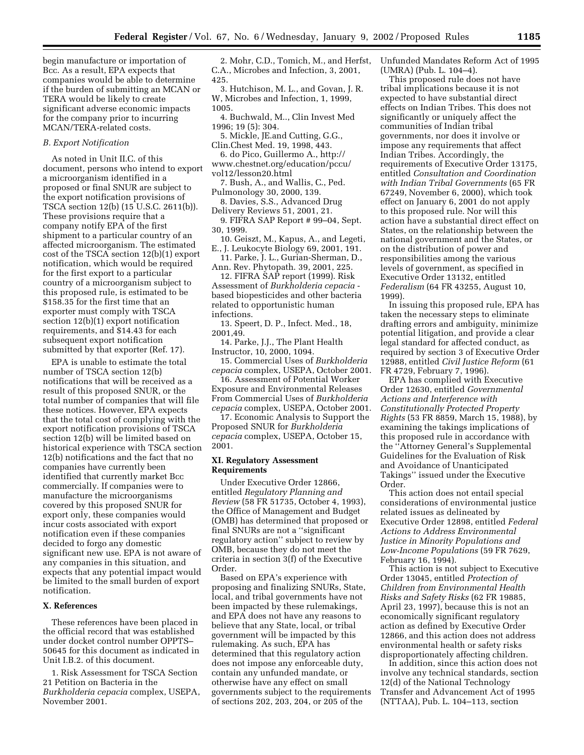begin manufacture or importation of Bcc. As a result, EPA expects that companies would be able to determine if the burden of submitting an MCAN or TERA would be likely to create significant adverse economic impacts for the company prior to incurring MCAN/TERA-related costs.

### B. Export Notification

As noted in Unit II.C. of this document, persons who intend to export a microorganism identified in a proposed or final SNUR are subject to the export notification provisions of TSCA section 12(b) (15 U.S.C. 2611(b)). These provisions require that a company notify EPA of the first shipment to a particular country of an affected microorganism. The estimated cost of the TSCA section 12(b)(1) export notification, which would be required for the first export to a particular country of a microorganism subject to this proposed rule, is estimated to be $158.35 for the first time that an exporter must comply with TSCA section 12(b)(1) export notification requirements, and $14.43 for each subsequent export notification submitted by that exporter (Ref. 17).

EPA is unable to estimate the total number of TSCA section 12(b) notifications that will be received as a result of this proposed SNUR, or the total number of companies that will file these notices. However, EPA expects that the total cost of complying with the export notification provisions of TSCA section 12(b) will be limited based on historical experience with TSCA section 12(b) notifications and the fact that no companies have currently been identified that currently market Bcc commercially. If companies were to manufacture the microorganisms covered by this proposed SNUR for export only, these companies would incur costs associated with export notification even if these companies decided to forgo any domestic significant new use. EPA is not aware of any companies in this situation, and expects that any potential impact would be limited to the small burden of export notification.

## X. References

These references have been placed in the official record that was established under docket control number OPPTS–50645 for this document as indicated in Unit I.B.2. of this document.

1. Risk Assessment for TSCA Section 21 Petition on Bacteria in the *Burkholderia cepacia* complex, USEPA, November 2001.

2. Mohr, C.D., Tomich, M., and Herfst, C.A., Microbes and Infection, 3, 2001, 425.

3. Hutchison, M. L., and Govan, J. R. W, Microbes and Infection, 1, 1999, 1005.

4. Buchwald, M.., Clin Invest Med 1996; 19 (5): 304.

5. Mickle, JE.and Cutting, G.G., Clin.Chest Med. 19, 1998, 443.

6. do Pico, Guillermo A., http://www.chestnet.org/education/pccu/vol12/lesson20.html

7. Bush, A., and Wallis, C., Ped. Pulmonology 30, 2000, 139.

8. Davies, S.S., Advanced Drug Delivery Reviews 51, 2001, 21.

9. FIFRA SAP Report # 99–04, Sept. 30, 1999.

10. Geiszt, M., Kapus, A., and Legeti, E., J. Leukocyte Biology 69, 2001, 191.

11. Parke, J. L., Gurian-Sherman, D., Ann. Rev. Phytopath. 39, 2001, 225.

12. FIFRA SAP report (1999). Risk Assessment of *Burkholderia cepacia* -based biopesticides and other bacteria related to opportunistic human infections.

13. Speert, D. P., Infect. Med., 18, 2001,49.

14. Parke, J.J., The Plant Health Instructor, 10, 2000, 1094.

15. Commercial Uses of *Burkholderia cepacia* complex, USEPA, October 2001.

16. Assessment of Potential Worker Exposure and Environmental Releases From Commercial Uses of *Burkholderia cepacia* complex, USEPA, October 2001.

17. Economic Analysis to Support the Proposed SNUR for *Burkholderia cepacia* complex, USEPA, October 15, 2001.

## XI. Regulatory Assessment Requirements

Under Executive Order 12866, entitled *Regulatory Planning and Review* (58 FR 51735, October 4, 1993), the Office of Management and Budget (OMB) has determined that proposed or final SNURs are not a ''significant regulatory action'' subject to review by OMB, because they do not meet the criteria in section 3(f) of the Executive Order.

Based on EPA's experience with proposing and finalizing SNURs, State, local, and tribal governments have not been impacted by these rulemakings, and EPA does not have any reasons to believe that any State, local, or tribal government will be impacted by this rulemaking. As such, EPA has determined that this regulatory action does not impose any enforceable duty, contain any unfunded mandate, or otherwise have any effect on small governments subject to the requirements of sections 202, 203, 204, or 205 of the Unfunded Mandates Reform Act of 1995 (UMRA) (Pub. L. 104–4).

This proposed rule does not have tribal implications because it is not expected to have substantial direct effects on Indian Tribes. This does not significantly or uniquely affect the communities of Indian tribal governments, nor does it involve or impose any requirements that affect Indian Tribes. Accordingly, the requirements of Executive Order 13175, entitled *Consultation and Coordination with Indian Tribal Governments* (65 FR 67249, November 6, 2000), which took effect on January 6, 2001 do not apply to this proposed rule. Nor will this action have a substantial direct effect on States, on the relationship between the national government and the States, or on the distribution of power and responsibilities among the various levels of government, as specified in Executive Order 13132, entitled *Federalism* (64 FR 43255, August 10, 1999).

In issuing this proposed rule, EPA has taken the necessary steps to eliminate drafting errors and ambiguity, minimize potential litigation, and provide a clear legal standard for affected conduct, as required by section 3 of Executive Order 12988, entitled *Civil Justice Reform* (61 FR 4729, February 7, 1996).

EPA has complied with Executive Order 12630, entitled *Governmental Actions and Interference with Constitutionally Protected Property Rights* (53 FR 8859, March 15, 1988), by examining the takings implications of this proposed rule in accordance with the ''Attorney General's Supplemental Guidelines for the Evaluation of Risk and Avoidance of Unanticipated Takings'' issued under the Executive Order.

This action does not entail special considerations of environmental justice related issues as delineated by Executive Order 12898, entitled *Federal Actions to Address Environmental Justice in Minority Populations and Low-Income Populations* (59 FR 7629, February 16, 1994).

This action is not subject to Executive Order 13045, entitled *Protection of Children from Environmental Health Risks and Safety Risks* (62 FR 19885, April 23, 1997), because this is not an economically significant regulatory action as defined by Executive Order 12866, and this action does not address environmental health or safety risks disproportionately affecting children.

In addition, since this action does not involve any technical standards, section 12(d) of the National Technology Transfer and Advancement Act of 1995 (NTTAA), Pub. L. 104–113, section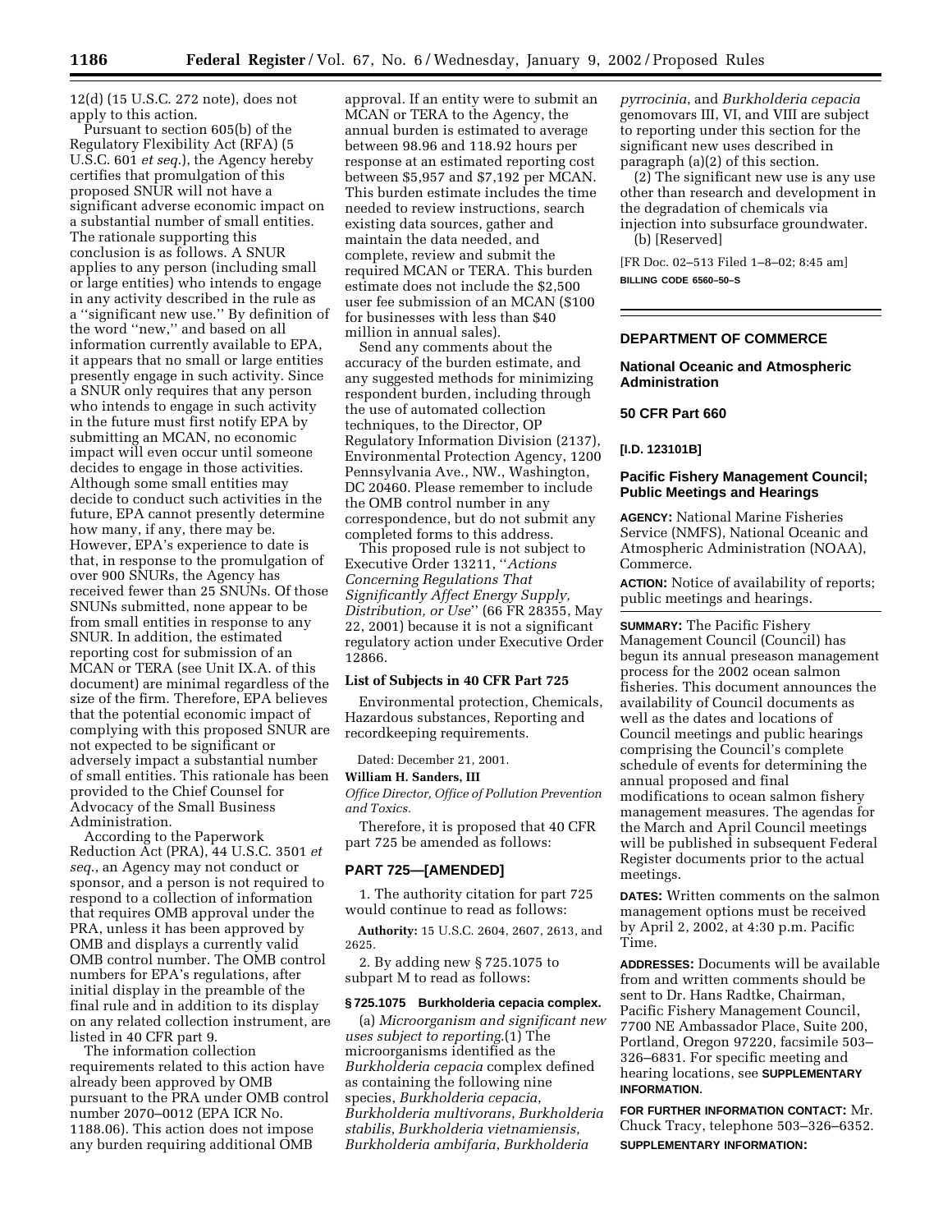12(d) (15 U.S.C. 272 note), does not apply to this action.

Pursuant to section 605(b) of the Regulatory Flexibility Act (RFA) (5 U.S.C. 601 *et seq.*), the Agency hereby certifies that promulgation of this proposed SNUR will not have a significant adverse economic impact on a substantial number of small entities. The rationale supporting this conclusion is as follows. A SNUR applies to any person (including small or large entities) who intends to engage in any activity described in the rule as a ''significant new use.'' By definition of the word ''new,'' and based on all information currently available to EPA, it appears that no small or large entities presently engage in such activity. Since a SNUR only requires that any person who intends to engage in such activity in the future must first notify EPA by submitting an MCAN, no economic impact will even occur until someone decides to engage in those activities. Although some small entities may decide to conduct such activities in the future, EPA cannot presently determine how many, if any, there may be. However, EPA's experience to date is that, in response to the promulgation of over 900 SNURs, the Agency has received fewer than 25 SNUNs. Of those SNUNs submitted, none appear to be from small entities in response to any SNUR. In addition, the estimated reporting cost for submission of an MCAN or TERA (see Unit IX.A. of this document) are minimal regardless of the size of the firm. Therefore, EPA believes that the potential economic impact of complying with this proposed SNUR are not expected to be significant or adversely impact a substantial number of small entities. This rationale has been provided to the Chief Counsel for Advocacy of the Small Business Administration.

According to the Paperwork Reduction Act (PRA), 44 U.S.C. 3501 *et seq.*, an Agency may not conduct or sponsor, and a person is not required to respond to a collection of information that requires OMB approval under the PRA, unless it has been approved by OMB and displays a currently valid OMB control number. The OMB control numbers for EPA's regulations, after initial display in the preamble of the final rule and in addition to its display on any related collection instrument, are listed in 40 CFR part 9.

The information collection requirements related to this action have already been approved by OMB pursuant to the PRA under OMB control number 2070–0012 (EPA ICR No. 1188.06). This action does not impose any burden requiring additional OMB approval. If an entity were to submit an MCAN or TERA to the Agency, the annual burden is estimated to average between 98.96 and 118.92 hours per response at an estimated reporting cost between $5,957 and $7,192 per MCAN. This burden estimate includes the time needed to review instructions, search existing data sources, gather and maintain the data needed, and complete, review and submit the required MCAN or TERA. This burden estimate does not include the $2,500 user fee submission of an MCAN ($100 for businesses with less than $40 million in annual sales).

Send any comments about the accuracy of the burden estimate, and any suggested methods for minimizing respondent burden, including through the use of automated collection techniques, to the Director, OP Regulatory Information Division (2137), Environmental Protection Agency, 1200 Pennsylvania Ave., NW., Washington, DC 20460. Please remember to include the OMB control number in any correspondence, but do not submit any completed forms to this address.

This proposed rule is not subject to Executive Order 13211, ''*Actions Concerning Regulations That Significantly Affect Energy Supply, Distribution, or Use*'' (66 FR 28355, May 22, 2001) because it is not a significant regulatory action under Executive Order 12866.

**List of Subjects in 40 CFR Part 725**

Environmental protection, Chemicals, Hazardous substances, Reporting and recordkeeping requirements.

Dated: December 21, 2001.

**William H. Sanders, III**

*Office Director, Office of Pollution Prevention and Toxics.*

Therefore, it is proposed that 40 CFR part 725 be amended as follows:

## PART 725—[AMENDED]

1. The authority citation for part 725 would continue to read as follows:

**Authority:** 15 U.S.C. 2604, 2607, 2613, and 2625.

2. By adding new § 725.1075 to subpart M to read as follows:

**§ 725.1075 Burkholderia cepacia complex.**

(a) *Microorganism and significant new uses subject to reporting.*(1) The microorganisms identified as the *Burkholderia cepacia* complex defined as containing the following nine species, *Burkholderia cepacia*, *Burkholderia multivorans*, *Burkholderia stabilis*, *Burkholderia vietnamiensis*, *Burkholderia ambifaria*, *Burkholderia pyrrocinia*, and *Burkholderia cepacia* genomovars III, VI, and VIII are subject to reporting under this section for the significant new uses described in paragraph (a)(2) of this section.

(2) The significant new use is any use other than research and development in the degradation of chemicals via injection into subsurface groundwater.

(b) [Reserved]

[FR Doc. 02–513 Filed 1–8–02; 8:45 am]

**BILLING CODE 6560–50–S**

## DEPARTMENT OF COMMERCE

### National Oceanic and Atmospheric Administration

### 50 CFR Part 660

**[I.D. 123101B]**

### Pacific Fishery Management Council; Public Meetings and Hearings

**AGENCY:** National Marine Fisheries Service (NMFS), National Oceanic and Atmospheric Administration (NOAA), Commerce.

**ACTION:** Notice of availability of reports; public meetings and hearings.

**SUMMARY:** The Pacific Fishery Management Council (Council) has begun its annual preseason management process for the 2002 ocean salmon fisheries. This document announces the availability of Council documents as well as the dates and locations of Council meetings and public hearings comprising the Council's complete schedule of events for determining the annual proposed and final modifications to ocean salmon fishery management measures. The agendas for the March and April Council meetings will be published in subsequent Federal Register documents prior to the actual meetings.

**DATES:** Written comments on the salmon management options must be received by April 2, 2002, at 4:30 p.m. Pacific Time.

**ADDRESSES:** Documents will be available from and written comments should be sent to Dr. Hans Radtke, Chairman, Pacific Fishery Management Council, 7700 NE Ambassador Place, Suite 200, Portland, Oregon 97220, facsimile 503–326–6831. For specific meeting and hearing locations, see **SUPPLEMENTARY INFORMATION.**

**FOR FURTHER INFORMATION CONTACT:** Mr. Chuck Tracy, telephone 503–326–6352.

**SUPPLEMENTARY INFORMATION:**